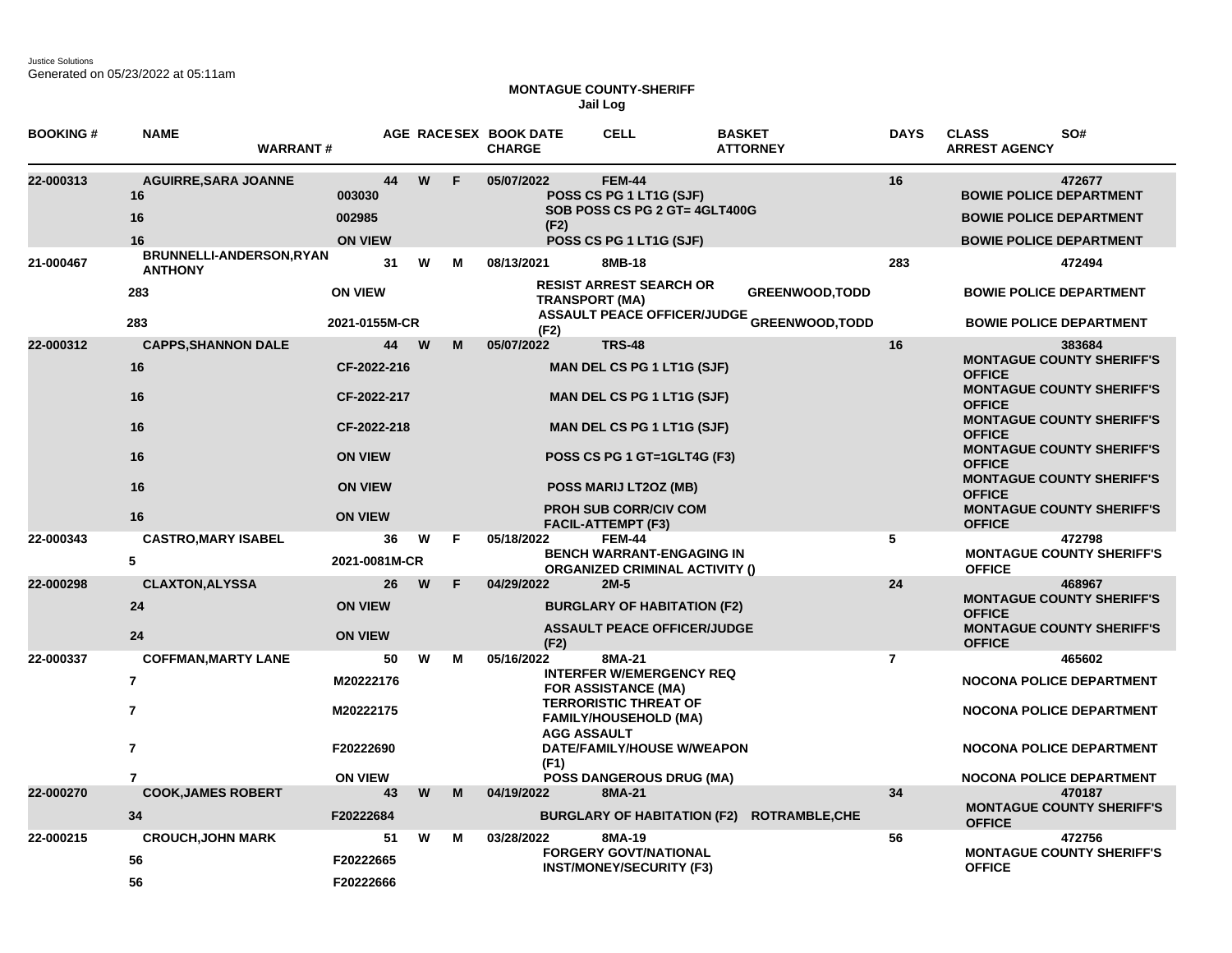Justice Solutions
Generated on 05/23/2022 at 05:11am

# MONTAGUE COUNTY-SHERIFF
## Jail Log

| BOOKING # | NAME / DAYS | WARRANT # | AGE | RACE | SEX | BOOK DATE / CHARGE | CELL | BASKET / ATTORNEY | DAYS | CLASS / ARREST AGENCY | SO# |
|---|---|---|---|---|---|---|---|---|---|---|---|
| 22-000313 | AGUIRRE,SARA JOANNE | | 44 | W | F | 05/07/2022 | FEM-44 | | 16 | | 472677 |
| | 16 | 003030 | | | | POSS CS PG 1 LT1G (SJF) | | | | BOWIE POLICE DEPARTMENT | |
| | 16 | 002985 | | | | SOB POSS CS PG 2 GT= 4GLT400G (F2) | | | | BOWIE POLICE DEPARTMENT | |
| | 16 | ON VIEW | | | | POSS CS PG 1 LT1G (SJF) | | | | BOWIE POLICE DEPARTMENT | |
| 21-000467 | BRUNNELLI-ANDERSON,RYAN ANTHONY | | 31 | W | M | 08/13/2021 | 8MB-18 | | 283 | | 472494 |
| | 283 | ON VIEW | | | | RESIST ARREST SEARCH OR TRANSPORT (MA) | | GREENWOOD,TODD | | BOWIE POLICE DEPARTMENT | |
| | 283 | 2021-0155M-CR | | | | ASSAULT PEACE OFFICER/JUDGE (F2) | | GREENWOOD,TODD | | BOWIE POLICE DEPARTMENT | |
| 22-000312 | CAPPS,SHANNON DALE | | 44 | W | M | 05/07/2022 | TRS-48 | | 16 | | 383684 |
| | 16 | CF-2022-216 | | | | MAN DEL CS PG 1 LT1G (SJF) | | | | MONTAGUE COUNTY SHERIFF'S OFFICE | |
| | 16 | CF-2022-217 | | | | MAN DEL CS PG 1 LT1G (SJF) | | | | MONTAGUE COUNTY SHERIFF'S OFFICE | |
| | 16 | CF-2022-218 | | | | MAN DEL CS PG 1 LT1G (SJF) | | | | MONTAGUE COUNTY SHERIFF'S OFFICE | |
| | 16 | ON VIEW | | | | POSS CS PG 1 GT=1GLT4G (F3) | | | | MONTAGUE COUNTY SHERIFF'S OFFICE | |
| | 16 | ON VIEW | | | | POSS MARIJ LT2OZ (MB) | | | | MONTAGUE COUNTY SHERIFF'S OFFICE | |
| | 16 | ON VIEW | | | | PROH SUB CORR/CIV COM FACIL-ATTEMPT (F3) | | | | MONTAGUE COUNTY SHERIFF'S OFFICE | |
| 22-000343 | CASTRO,MARY ISABEL | | 36 | W | F | 05/18/2022 | FEM-44 | | 5 | | 472798 |
| | 5 | 2021-0081M-CR | | | | BENCH WARRANT-ENGAGING IN ORGANIZED CRIMINAL ACTIVITY () | | | | MONTAGUE COUNTY SHERIFF'S OFFICE | |
| 22-000298 | CLAXTON,ALYSSA | | 26 | W | F | 04/29/2022 | 2M-5 | | 24 | | 468967 |
| | 24 | ON VIEW | | | | BURGLARY OF HABITATION (F2) | | | | MONTAGUE COUNTY SHERIFF'S OFFICE | |
| | 24 | ON VIEW | | | | ASSAULT PEACE OFFICER/JUDGE (F2) | | | | MONTAGUE COUNTY SHERIFF'S OFFICE | |
| 22-000337 | COFFMAN,MARTY LANE | | 50 | W | M | 05/16/2022 | 8MA-21 | | 7 | | 465602 |
| | 7 | M20222176 | | | | INTERFER W/EMERGENCY REQ FOR ASSISTANCE (MA) | | | | NOCONA POLICE DEPARTMENT | |
| | 7 | M20222175 | | | | TERRORISTIC THREAT OF FAMILY/HOUSEHOLD (MA) | | | | NOCONA POLICE DEPARTMENT | |
| | 7 | F20222690 | | | | AGG ASSAULT DATE/FAMILY/HOUSE W/WEAPON (F1) | | | | NOCONA POLICE DEPARTMENT | |
| | 7 | ON VIEW | | | | POSS DANGEROUS DRUG (MA) | | | | NOCONA POLICE DEPARTMENT | |
| 22-000270 | COOK,JAMES ROBERT | | 43 | W | M | 04/19/2022 | 8MA-21 | | 34 | | 470187 |
| | 34 | F20222684 | | | | BURGLARY OF HABITATION (F2) | | ROTRAMBLE,CHE | | MONTAGUE COUNTY SHERIFF'S OFFICE | |
| 22-000215 | CROUCH,JOHN MARK | | 51 | W | M | 03/28/2022 | 8MA-19 | | 56 | | 472756 |
| | 56 | F20222665 | | | | FORGERY GOVT/NATIONAL INST/MONEY/SECURITY (F3) | | | | MONTAGUE COUNTY SHERIFF'S OFFICE | |
| | 56 | F20222666 | | | | | | | | | |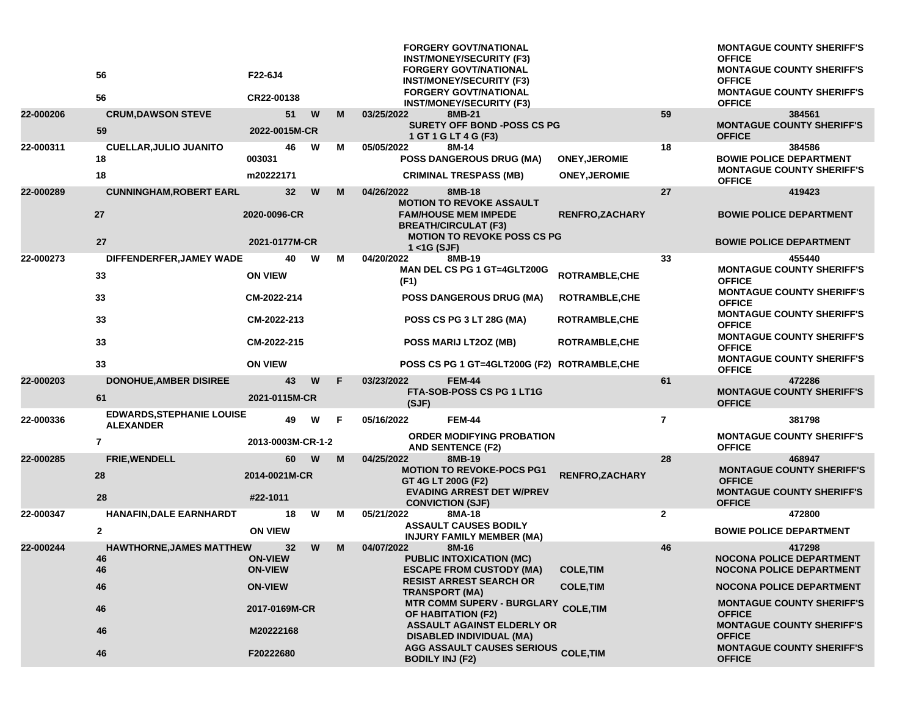| | | | | | | | | | |
|---|---|---|---|---|---|---|---|---|---|
| | | | | | | FORGERY GOVT/NATIONAL INST/MONEY/SECURITY (F3) | | | MONTAGUE COUNTY SHERIFF'S OFFICE |
| | 56 | F22-6J4 | | | | FORGERY GOVT/NATIONAL INST/MONEY/SECURITY (F3) | | | MONTAGUE COUNTY SHERIFF'S OFFICE |
| | 56 | CR22-00138 | | | | FORGERY GOVT/NATIONAL INST/MONEY/SECURITY (F3) | | | MONTAGUE COUNTY SHERIFF'S OFFICE |
| 22-000206 | CRUM,DAWSON STEVE | 51 | W | M | 03/25/2022 | 8MB-21 | | 59 | 384561 |
| | 59 | 2022-0015M-CR | | | | SURETY OFF BOND -POSS CS PG 1 GT 1 G LT 4 G (F3) | | | MONTAGUE COUNTY SHERIFF'S OFFICE |
| 22-000311 | CUELLAR,JULIO JUANITO | 46 | W | M | 05/05/2022 | 8M-14 | | 18 | 384586 |
| | 18 | 003031 | | | | POSS DANGEROUS DRUG (MA) | ONEY,JEROMIE | | BOWIE POLICE DEPARTMENT |
| | 18 | m20222171 | | | | CRIMINAL TRESPASS (MB) | ONEY,JEROMIE | | MONTAGUE COUNTY SHERIFF'S OFFICE |
| 22-000289 | CUNNINGHAM,ROBERT EARL | 32 | W | M | 04/26/2022 | 8MB-18 | | 27 | 419423 |
| | 27 | 2020-0096-CR | | | | MOTION TO REVOKE ASSAULT FAM/HOUSE MEM IMPEDE BREATH/CIRCULAT (F3) | RENFRO,ZACHARY | | BOWIE POLICE DEPARTMENT |
| | 27 | 2021-0177M-CR | | | | MOTION TO REVOKE POSS CS PG 1 <1G (SJF) | | | BOWIE POLICE DEPARTMENT |
| 22-000273 | DIFFENDERFER,JAMEY WADE | 40 | W | M | 04/20/2022 | 8MB-19 | | 33 | 455440 |
| | 33 | ON VIEW | | | | MAN DEL CS PG 1 GT=4GLT200G (F1) | ROTRAMBLE,CHE | | MONTAGUE COUNTY SHERIFF'S OFFICE |
| | 33 | CM-2022-214 | | | | POSS DANGEROUS DRUG (MA) | ROTRAMBLE,CHE | | MONTAGUE COUNTY SHERIFF'S OFFICE |
| | 33 | CM-2022-213 | | | | POSS CS PG 3 LT 28G (MA) | ROTRAMBLE,CHE | | MONTAGUE COUNTY SHERIFF'S OFFICE |
| | 33 | CM-2022-215 | | | | POSS MARIJ LT2OZ (MB) | ROTRAMBLE,CHE | | MONTAGUE COUNTY SHERIFF'S OFFICE |
| | 33 | ON VIEW | | | | POSS CS PG 1 GT=4GLT200G (F2) | ROTRAMBLE,CHE | | MONTAGUE COUNTY SHERIFF'S OFFICE |
| 22-000203 | DONOHUE,AMBER DISIREE | 43 | W | F | 03/23/2022 | FEM-44 | | 61 | 472286 |
| | 61 | 2021-0115M-CR | | | | FTA-SOB-POSS CS PG 1 LT1G (SJF) | | | MONTAGUE COUNTY SHERIFF'S OFFICE |
| 22-000336 | EDWARDS,STEPHANIE LOUISE ALEXANDER | 49 | W | F | 05/16/2022 | FEM-44 | | 7 | 381798 |
| | 7 | 2013-0003M-CR-1-2 | | | | ORDER MODIFYING PROBATION AND SENTENCE (F2) | | | MONTAGUE COUNTY SHERIFF'S OFFICE |
| 22-000285 | FRIE,WENDELL | 60 | W | M | 04/25/2022 | 8MB-19 | | 28 | 468947 |
| | 28 | 2014-0021M-CR | | | | MOTION TO REVOKE-POCS PG1 GT 4G LT 200G (F2) | RENFRO,ZACHARY | | MONTAGUE COUNTY SHERIFF'S OFFICE |
| | 28 | #22-1011 | | | | EVADING ARREST DET W/PREV CONVICTION (SJF) | | | MONTAGUE COUNTY SHERIFF'S OFFICE |
| 22-000347 | HANAFIN,DALE EARNHARDT | 18 | W | M | 05/21/2022 | 8MA-18 | | 2 | 472800 |
| | 2 | ON VIEW | | | | ASSAULT CAUSES BODILY INJURY FAMILY MEMBER (MA) | | | BOWIE POLICE DEPARTMENT |
| 22-000244 | HAWTHORNE,JAMES MATTHEW | 32 | W | M | 04/07/2022 | 8M-16 | | 46 | 417298 |
| | 46 | ON-VIEW | | | | PUBLIC INTOXICATION (MC) | | | NOCONA POLICE DEPARTMENT |
| | 46 | ON-VIEW | | | | ESCAPE FROM CUSTODY (MA) | COLE,TIM | | NOCONA POLICE DEPARTMENT |
| | 46 | ON-VIEW | | | | RESIST ARREST SEARCH OR TRANSPORT (MA) | COLE,TIM | | NOCONA POLICE DEPARTMENT |
| | 46 | 2017-0169M-CR | | | | MTR COMM SUPERV - BURGLARY OF HABITATION (F2) | COLE,TIM | | MONTAGUE COUNTY SHERIFF'S OFFICE |
| | 46 | M20222168 | | | | ASSAULT AGAINST ELDERLY OR DISABLED INDIVIDUAL (MA) | | | MONTAGUE COUNTY SHERIFF'S OFFICE |
| | 46 | F20222680 | | | | AGG ASSAULT CAUSES SERIOUS BODILY INJ (F2) | COLE,TIM | | MONTAGUE COUNTY SHERIFF'S OFFICE |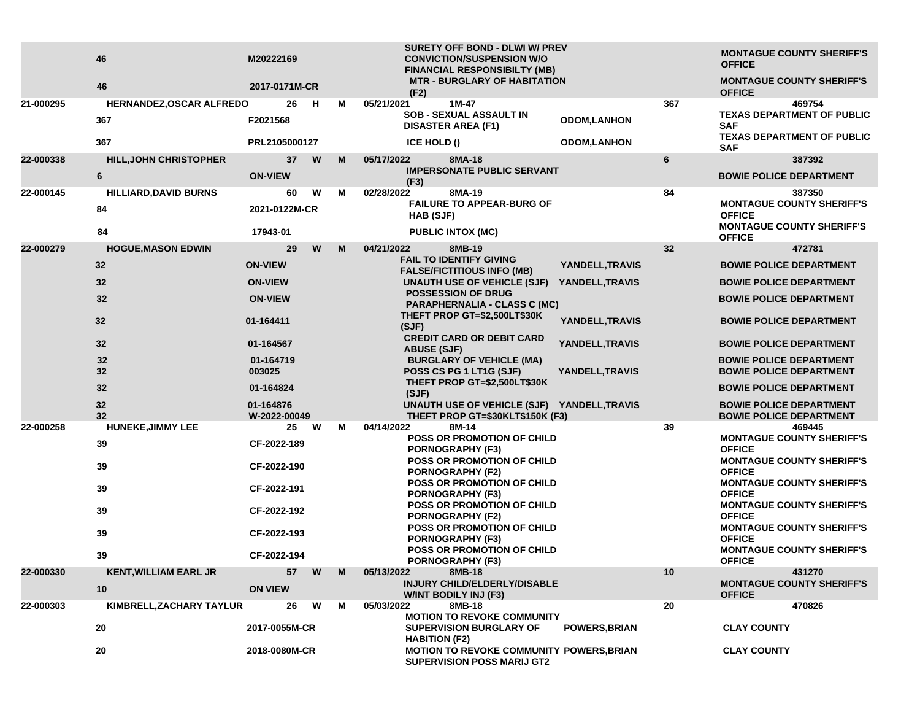| | | | | | | | | | |
|---|---|---|---|---|---|---|---|---|---|
| | 46 | M20222169 | | | | SURETY OFF BOND - DLWI W/ PREV CONVICTION/SUSPENSION W/O FINANCIAL RESPONSIBILTY (MB) | | | MONTAGUE COUNTY SHERIFF'S OFFICE |
| | 46 | 2017-0171M-CR | | | | MTR - BURGLARY OF HABITATION (F2) | | | MONTAGUE COUNTY SHERIFF'S OFFICE |
| 21-000295 | HERNANDEZ,OSCAR ALFREDO | 26 | H | M | 05/21/2021 | 1M-47 | | 367 | 469754 |
| | 367 | F2021568 | | | | SOB - SEXUAL ASSAULT IN DISASTER AREA (F1) | ODOM,LANHON | | TEXAS DEPARTMENT OF PUBLIC SAF |
| | 367 | PRL2105000127 | | | | ICE HOLD () | ODOM,LANHON | | TEXAS DEPARTMENT OF PUBLIC SAF |
| 22-000338 | HILL,JOHN CHRISTOPHER | 37 | W | M | 05/17/2022 | 8MA-18 | | 6 | 387392 |
| | 6 | ON-VIEW | | | | IMPERSONATE PUBLIC SERVANT (F3) | | | BOWIE POLICE DEPARTMENT |
| 22-000145 | HILLIARD,DAVID BURNS | 60 | W | M | 02/28/2022 | 8MA-19 | | 84 | 387350 |
| | 84 | 2021-0122M-CR | | | | FAILURE TO APPEAR-BURG OF HAB (SJF) | | | MONTAGUE COUNTY SHERIFF'S OFFICE |
| | 84 | 17943-01 | | | | PUBLIC INTOX (MC) | | | MONTAGUE COUNTY SHERIFF'S OFFICE |
| 22-000279 | HOGUE,MASON EDWIN | 29 | W | M | 04/21/2022 | 8MB-19 | | 32 | 472781 |
| | 32 | ON-VIEW | | | | FAIL TO IDENTIFY GIVING FALSE/FICTITIOUS INFO (MB) | YANDELL,TRAVIS | | BOWIE POLICE DEPARTMENT |
| | 32 | ON-VIEW | | | | UNAUTH USE OF VEHICLE (SJF) | YANDELL,TRAVIS | | BOWIE POLICE DEPARTMENT |
| | 32 | ON-VIEW | | | | POSSESSION OF DRUG PARAPHERNALIA - CLASS C (MC) | | | BOWIE POLICE DEPARTMENT |
| | 32 | 01-164411 | | | | THEFT PROP GT=$2,500LT$30K (SJF) | YANDELL,TRAVIS | | BOWIE POLICE DEPARTMENT |
| | 32 | 01-164567 | | | | CREDIT CARD OR DEBIT CARD ABUSE (SJF) | YANDELL,TRAVIS | | BOWIE POLICE DEPARTMENT |
| | 32 | 01-164719 | | | | BURGLARY OF VEHICLE (MA) | | | BOWIE POLICE DEPARTMENT |
| | 32 | 003025 | | | | POSS CS PG 1 LT1G (SJF) | YANDELL,TRAVIS | | BOWIE POLICE DEPARTMENT |
| | 32 | 01-164824 | | | | THEFT PROP GT=$2,500LT$30K (SJF) | | | BOWIE POLICE DEPARTMENT |
| | 32 | 01-164876 | | | | UNAUTH USE OF VEHICLE (SJF) | YANDELL,TRAVIS | | BOWIE POLICE DEPARTMENT |
| | 32 | W-2022-00049 | | | | THEFT PROP GT=$30KLT$150K (F3) | | | BOWIE POLICE DEPARTMENT |
| 22-000258 | HUNEKE,JIMMY LEE | 25 | W | M | 04/14/2022 | 8M-14 | | 39 | 469445 |
| | 39 | CF-2022-189 | | | | POSS OR PROMOTION OF CHILD PORNOGRAPHY (F3) | | | MONTAGUE COUNTY SHERIFF'S OFFICE |
| | 39 | CF-2022-190 | | | | POSS OR PROMOTION OF CHILD PORNOGRAPHY (F2) | | | MONTAGUE COUNTY SHERIFF'S OFFICE |
| | 39 | CF-2022-191 | | | | POSS OR PROMOTION OF CHILD PORNOGRAPHY (F3) | | | MONTAGUE COUNTY SHERIFF'S OFFICE |
| | 39 | CF-2022-192 | | | | POSS OR PROMOTION OF CHILD PORNOGRAPHY (F2) | | | MONTAGUE COUNTY SHERIFF'S OFFICE |
| | 39 | CF-2022-193 | | | | POSS OR PROMOTION OF CHILD PORNOGRAPHY (F3) | | | MONTAGUE COUNTY SHERIFF'S OFFICE |
| | 39 | CF-2022-194 | | | | POSS OR PROMOTION OF CHILD PORNOGRAPHY (F3) | | | MONTAGUE COUNTY SHERIFF'S OFFICE |
| 22-000330 | KENT,WILLIAM EARL JR | 57 | W | M | 05/13/2022 | 8MB-18 | | 10 | 431270 |
| | 10 | ON VIEW | | | | INJURY CHILD/ELDERLY/DISABLE W/INT BODILY INJ (F3) | | | MONTAGUE COUNTY SHERIFF'S OFFICE |
| 22-000303 | KIMBRELL,ZACHARY TAYLUR | 26 | W | M | 05/03/2022 | 8MB-18 | | 20 | 470826 |
| | 20 | 2017-0055M-CR | | | | MOTION TO REVOKE COMMUNITY SUPERVISION BURGLARY OF HABITION (F2) | POWERS,BRIAN | | CLAY COUNTY |
| | 20 | 2018-0080M-CR | | | | MOTION TO REVOKE COMMUNITY SUPERVISION POSS MARIJ GT2 | POWERS,BRIAN | | CLAY COUNTY |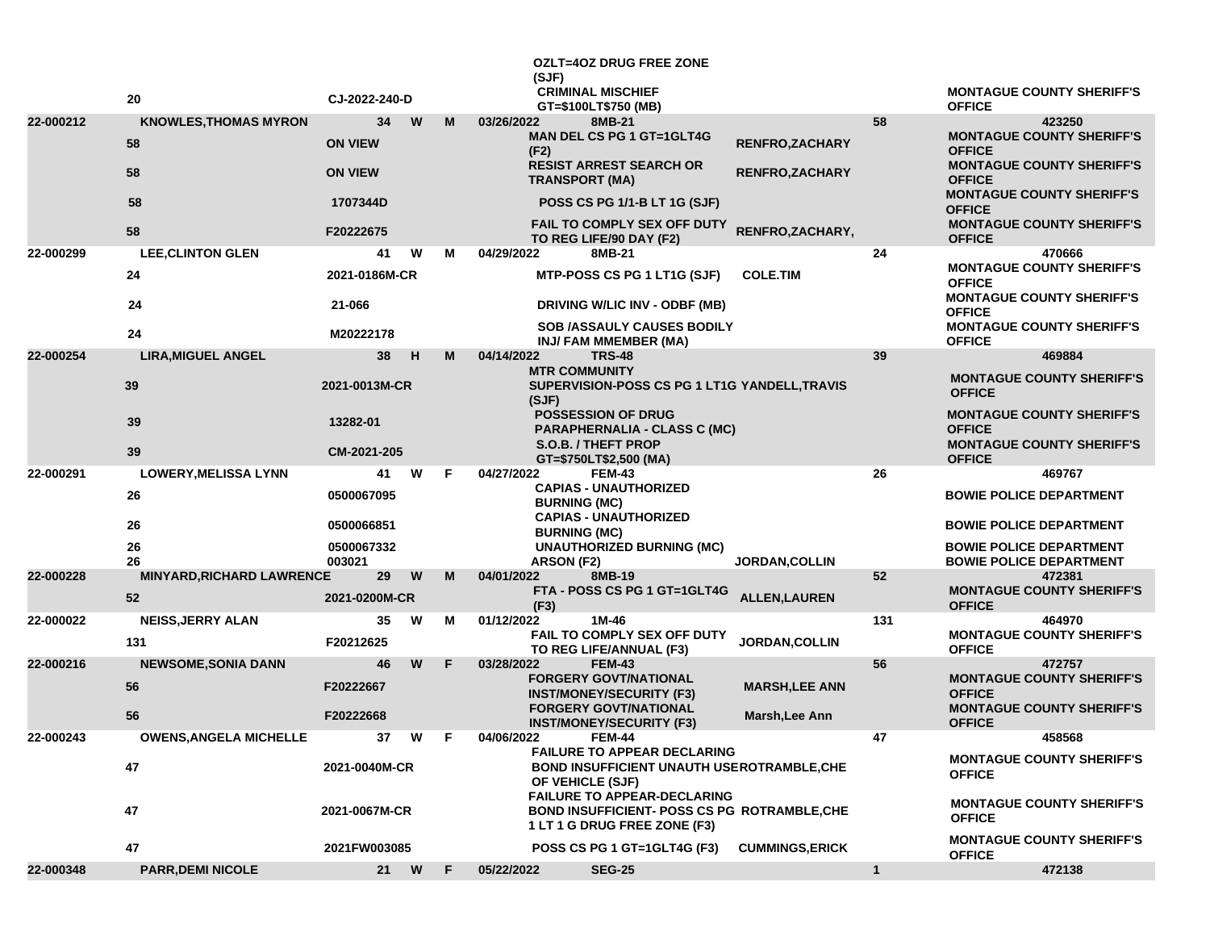| | | | | | | | | | |
|---|---|---|---|---|---|---|---|---|---|
| | | | | | | OZLT=4OZ DRUG FREE ZONE (SJF) | | | |
| | 20 | CJ-2022-240-D | | | | CRIMINAL MISCHIEF GT=$100LT$750 (MB) | | | MONTAGUE COUNTY SHERIFF'S OFFICE |
| 22-000212 | KNOWLES,THOMAS MYRON | 34 | W | M | 03/26/2022 | 8MB-21 | | 58 | 423250 |
| | 58 | ON VIEW | | | | MAN DEL CS PG 1 GT=1GLT4G (F2) | RENFRO,ZACHARY | | MONTAGUE COUNTY SHERIFF'S OFFICE |
| | 58 | ON VIEW | | | | RESIST ARREST SEARCH OR TRANSPORT (MA) | RENFRO,ZACHARY | | MONTAGUE COUNTY SHERIFF'S OFFICE |
| | 58 | 1707344D | | | | POSS CS PG 1/1-B LT 1G (SJF) | | | MONTAGUE COUNTY SHERIFF'S OFFICE |
| | 58 | F20222675 | | | | FAIL TO COMPLY SEX OFF DUTY TO REG LIFE/90 DAY (F2) | RENFRO,ZACHARY, | | MONTAGUE COUNTY SHERIFF'S OFFICE |
| 22-000299 | LEE,CLINTON GLEN | 41 | W | M | 04/29/2022 | 8MB-21 | | 24 | 470666 |
| | 24 | 2021-0186M-CR | | | | MTP-POSS CS PG 1 LT1G (SJF) | COLE.TIM | | MONTAGUE COUNTY SHERIFF'S OFFICE |
| | 24 | 21-066 | | | | DRIVING W/LIC INV - ODBF (MB) | | | MONTAGUE COUNTY SHERIFF'S OFFICE |
| | 24 | M20222178 | | | | SOB /ASSAULY CAUSES BODILY INJ/ FAM MMEMBER (MA) | | | MONTAGUE COUNTY SHERIFF'S OFFICE |
| 22-000254 | LIRA,MIGUEL ANGEL | 38 | H | M | 04/14/2022 | TRS-48 | | 39 | 469884 |
| | 39 | 2021-0013M-CR | | | | MTR COMMUNITY SUPERVISION-POSS CS PG 1 LT1G (SJF) | YANDELL,TRAVIS | | MONTAGUE COUNTY SHERIFF'S OFFICE |
| | 39 | 13282-01 | | | | POSSESSION OF DRUG PARAPHERNALIA - CLASS C (MC) | | | MONTAGUE COUNTY SHERIFF'S OFFICE |
| | 39 | CM-2021-205 | | | | S.O.B. / THEFT PROP GT=$750LT$2,500 (MA) | | | MONTAGUE COUNTY SHERIFF'S OFFICE |
| 22-000291 | LOWERY,MELISSA LYNN | 41 | W | F | 04/27/2022 | FEM-43 | | 26 | 469767 |
| | 26 | 0500067095 | | | | CAPIAS - UNAUTHORIZED BURNING (MC) | | | BOWIE POLICE DEPARTMENT |
| | 26 | 0500066851 | | | | CAPIAS - UNAUTHORIZED BURNING (MC) | | | BOWIE POLICE DEPARTMENT |
| | 26 | 0500067332 | | | | UNAUTHORIZED BURNING (MC) | | | BOWIE POLICE DEPARTMENT |
| | 26 | 003021 | | | | ARSON (F2) | JORDAN,COLLIN | | BOWIE POLICE DEPARTMENT |
| 22-000228 | MINYARD,RICHARD LAWRENCE | 29 | W | M | 04/01/2022 | 8MB-19 | | 52 | 472381 |
| | 52 | 2021-0200M-CR | | | | FTA - POSS CS PG 1 GT=1GLT4G (F3) | ALLEN,LAUREN | | MONTAGUE COUNTY SHERIFF'S OFFICE |
| 22-000022 | NEISS,JERRY ALAN | 35 | W | M | 01/12/2022 | 1M-46 | | 131 | 464970 |
| | 131 | F20212625 | | | | FAIL TO COMPLY SEX OFF DUTY TO REG LIFE/ANNUAL (F3) | JORDAN,COLLIN | | MONTAGUE COUNTY SHERIFF'S OFFICE |
| 22-000216 | NEWSOME,SONIA DANN | 46 | W | F | 03/28/2022 | FEM-43 | | 56 | 472757 |
| | 56 | F20222667 | | | | FORGERY GOVT/NATIONAL INST/MONEY/SECURITY (F3) | MARSH,LEE ANN | | MONTAGUE COUNTY SHERIFF'S OFFICE |
| | 56 | F20222668 | | | | FORGERY GOVT/NATIONAL INST/MONEY/SECURITY (F3) | Marsh,Lee Ann | | MONTAGUE COUNTY SHERIFF'S OFFICE |
| 22-000243 | OWENS,ANGELA MICHELLE | 37 | W | F | 04/06/2022 | FEM-44 | | 47 | 458568 |
| | 47 | 2021-0040M-CR | | | | FAILURE TO APPEAR DECLARING BOND INSUFFICIENT UNAUTH USE OF VEHICLE (SJF) | ROTRAMBLE,CHE | | MONTAGUE COUNTY SHERIFF'S OFFICE |
| | 47 | 2021-0067M-CR | | | | FAILURE TO APPEAR-DECLARING BOND INSUFFICIENT- POSS CS PG 1 LT 1 G DRUG FREE ZONE (F3) | ROTRAMBLE,CHE | | MONTAGUE COUNTY SHERIFF'S OFFICE |
| | 47 | 2021FW003085 | | | | POSS CS PG 1 GT=1GLT4G (F3) | CUMMINGS,ERICK | | MONTAGUE COUNTY SHERIFF'S OFFICE |
| 22-000348 | PARR,DEMI NICOLE | 21 | W | F | 05/22/2022 | SEG-25 | | 1 | 472138 |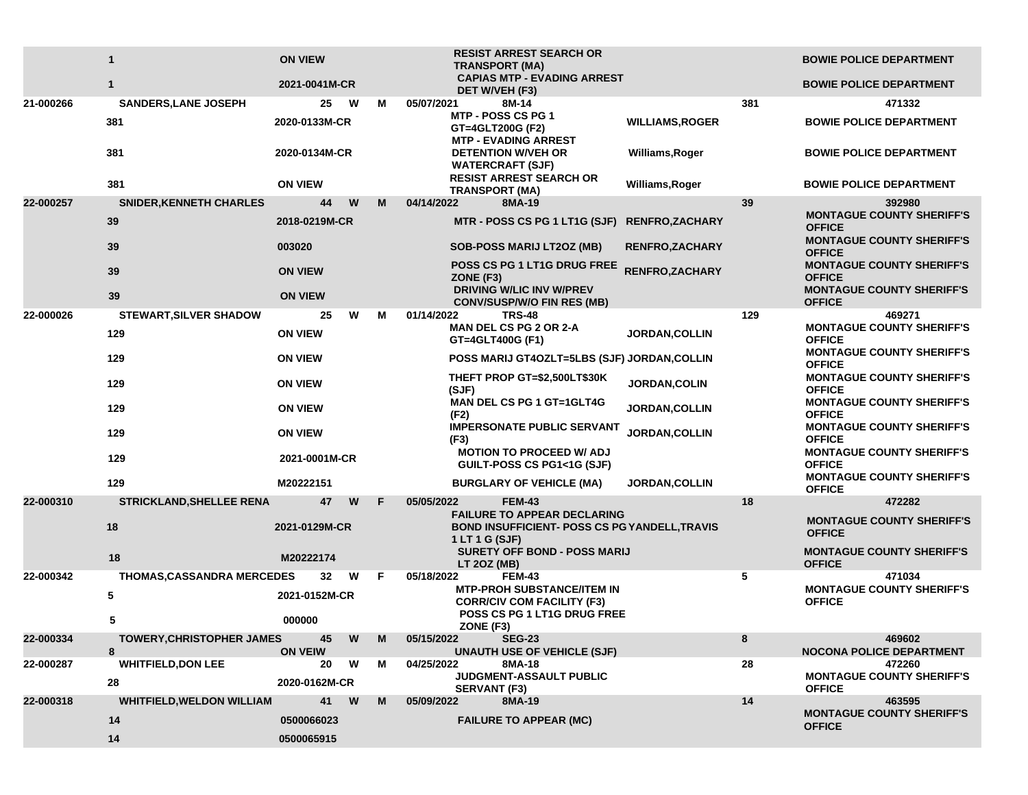| | | | | | | | | | |
|---|---|---|---|---|---|---|---|---|---|
| | 1 | ON VIEW | | | | RESIST ARREST SEARCH OR TRANSPORT (MA) | | | BOWIE POLICE DEPARTMENT |
| | 1 | 2021-0041M-CR | | | | CAPIAS MTP - EVADING ARREST DET W/VEH (F3) | | | BOWIE POLICE DEPARTMENT |
| 21-000266 | SANDERS,LANE JOSEPH | 25 | W | M | 05/07/2021 | 8M-14 | | 381 | 471332 |
| | 381 | 2020-0133M-CR | | | | MTP - POSS CS PG 1 GT=4GLT200G (F2) | WILLIAMS,ROGER | | BOWIE POLICE DEPARTMENT |
| | 381 | 2020-0134M-CR | | | | MTP - EVADING ARREST DETENTION W/VEH OR WATERCRAFT (SJF) | Williams,Roger | | BOWIE POLICE DEPARTMENT |
| | 381 | ON VIEW | | | | RESIST ARREST SEARCH OR TRANSPORT (MA) | Williams,Roger | | BOWIE POLICE DEPARTMENT |
| 22-000257 | SNIDER,KENNETH CHARLES | 44 | W | M | 04/14/2022 | 8MA-19 | | 39 | 392980 |
| | 39 | 2018-0219M-CR | | | | MTR - POSS CS PG 1 LT1G (SJF) | RENFRO,ZACHARY | | MONTAGUE COUNTY SHERIFF'S OFFICE |
| | 39 | 003020 | | | | SOB-POSS MARIJ LT2OZ (MB) | RENFRO,ZACHARY | | MONTAGUE COUNTY SHERIFF'S OFFICE |
| | 39 | ON VIEW | | | | POSS CS PG 1 LT1G DRUG FREE ZONE (F3) | RENFRO,ZACHARY | | MONTAGUE COUNTY SHERIFF'S OFFICE |
| | 39 | ON VIEW | | | | DRIVING W/LIC INV W/PREV CONV/SUSP/W/O FIN RES (MB) | | | MONTAGUE COUNTY SHERIFF'S OFFICE |
| 22-000026 | STEWART,SILVER SHADOW | 25 | W | M | 01/14/2022 | TRS-48 | | 129 | 469271 |
| | 129 | ON VIEW | | | | MAN DEL CS PG 2 OR 2-A GT=4GLT400G (F1) | JORDAN,COLLIN | | MONTAGUE COUNTY SHERIFF'S OFFICE |
| | 129 | ON VIEW | | | | POSS MARIJ GT4OZLT=5LBS (SJF) | JORDAN,COLLIN | | MONTAGUE COUNTY SHERIFF'S OFFICE |
| | 129 | ON VIEW | | | | THEFT PROP GT=$2,500LT$30K (SJF) | JORDAN,COLIN | | MONTAGUE COUNTY SHERIFF'S OFFICE |
| | 129 | ON VIEW | | | | MAN DEL CS PG 1 GT=1GLT4G (F2) | JORDAN,COLLIN | | MONTAGUE COUNTY SHERIFF'S OFFICE |
| | 129 | ON VIEW | | | | IMPERSONATE PUBLIC SERVANT (F3) | JORDAN,COLLIN | | MONTAGUE COUNTY SHERIFF'S OFFICE |
| | 129 | 2021-0001M-CR | | | | MOTION TO PROCEED W/ ADJ GUILT-POSS CS PG1<1G (SJF) | | | MONTAGUE COUNTY SHERIFF'S OFFICE |
| | 129 | M20222151 | | | | BURGLARY OF VEHICLE (MA) | JORDAN,COLLIN | | MONTAGUE COUNTY SHERIFF'S OFFICE |
| 22-000310 | STRICKLAND,SHELLEE RENA | 47 | W | F | 05/05/2022 | FEM-43 | | 18 | 472282 |
| | 18 | 2021-0129M-CR | | | | FAILURE TO APPEAR DECLARING BOND INSUFFICIENT- POSS CS PG 1 LT 1 G (SJF) | YANDELL,TRAVIS | | MONTAGUE COUNTY SHERIFF'S OFFICE |
| | 18 | M20222174 | | | | SURETY OFF BOND - POSS MARIJ LT 2OZ (MB) | | | MONTAGUE COUNTY SHERIFF'S OFFICE |
| 22-000342 | THOMAS,CASSANDRA MERCEDES | 32 | W | F | 05/18/2022 | FEM-43 | | 5 | 471034 |
| | 5 | 2021-0152M-CR | | | | MTP-PROH SUBSTANCE/ITEM IN CORR/CIV COM FACILITY (F3) | | | MONTAGUE COUNTY SHERIFF'S OFFICE |
| | 5 | 000000 | | | | POSS CS PG 1 LT1G DRUG FREE ZONE (F3) | | | |
| 22-000334 | TOWERY,CHRISTOPHER JAMES | 45 | W | M | 05/15/2022 | SEG-23 | | 8 | 469602 |
| | 8 | ON VEIW | | | | UNAUTH USE OF VEHICLE (SJF) | | | NOCONA POLICE DEPARTMENT |
| 22-000287 | WHITFIELD,DON LEE | 20 | W | M | 04/25/2022 | 8MA-18 | | 28 | 472260 |
| | 28 | 2020-0162M-CR | | | | JUDGMENT-ASSAULT PUBLIC SERVANT (F3) | | | MONTAGUE COUNTY SHERIFF'S OFFICE |
| 22-000318 | WHITFIELD,WELDON WILLIAM | 41 | W | M | 05/09/2022 | 8MA-19 | | 14 | 463595 |
| | 14 | 0500066023 | | | | FAILURE TO APPEAR (MC) | | | MONTAGUE COUNTY SHERIFF'S OFFICE |
| | 14 | 0500065915 | | | | | | | |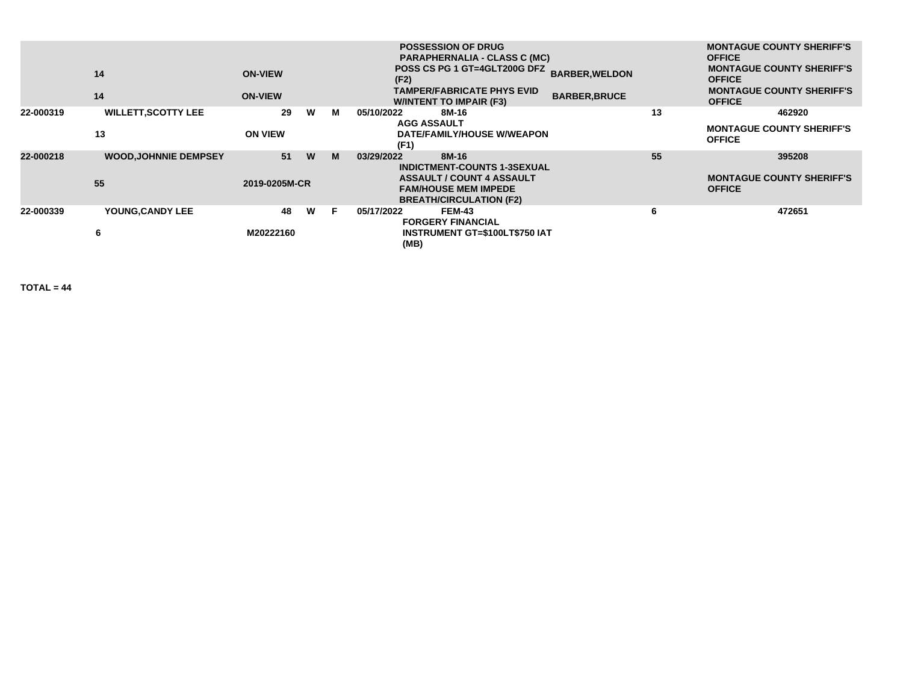| | | | | | | | | | | |
|---|---|---|---|---|---|---|---|---|---|---|
| | | | | | | | POSSESSION OF DRUG PARAPHERNALIA - CLASS C (MC) | | | MONTAGUE COUNTY SHERIFF'S OFFICE |
| | 14 | ON-VIEW | | | | | POSS CS PG 1 GT=4GLT200G DFZ (F2) | BARBER,WELDON | | MONTAGUE COUNTY SHERIFF'S OFFICE |
| | 14 | ON-VIEW | | | | | TAMPER/FABRICATE PHYS EVID W/INTENT TO IMPAIR (F3) | BARBER,BRUCE | | MONTAGUE COUNTY SHERIFF'S OFFICE |
| 22-000319 | WILLETT,SCOTTY LEE | 29 | W | M | 05/10/2022 | 8M-16 | | | 13 | 462920 |
| | 13 | ON VIEW | | | | | AGG ASSAULT DATE/FAMILY/HOUSE W/WEAPON (F1) | | | MONTAGUE COUNTY SHERIFF'S OFFICE |
| 22-000218 | WOOD,JOHNNIE DEMPSEY | 51 | W | M | 03/29/2022 | 8M-16 | | | 55 | 395208 |
| | 55 | 2019-0205M-CR | | | | | INDICTMENT-COUNTS 1-3SEXUAL ASSAULT / COUNT 4 ASSAULT FAM/HOUSE MEM IMPEDE BREATH/CIRCULATION (F2) | | | MONTAGUE COUNTY SHERIFF'S OFFICE |
| 22-000339 | YOUNG,CANDY LEE | 48 | W | F | 05/17/2022 | FEM-43 | | | 6 | 472651 |
| | 6 | M20222160 | | | | | FORGERY FINANCIAL INSTRUMENT GT=$100LT$750 IAT (MB) | | | |

TOTAL = 44